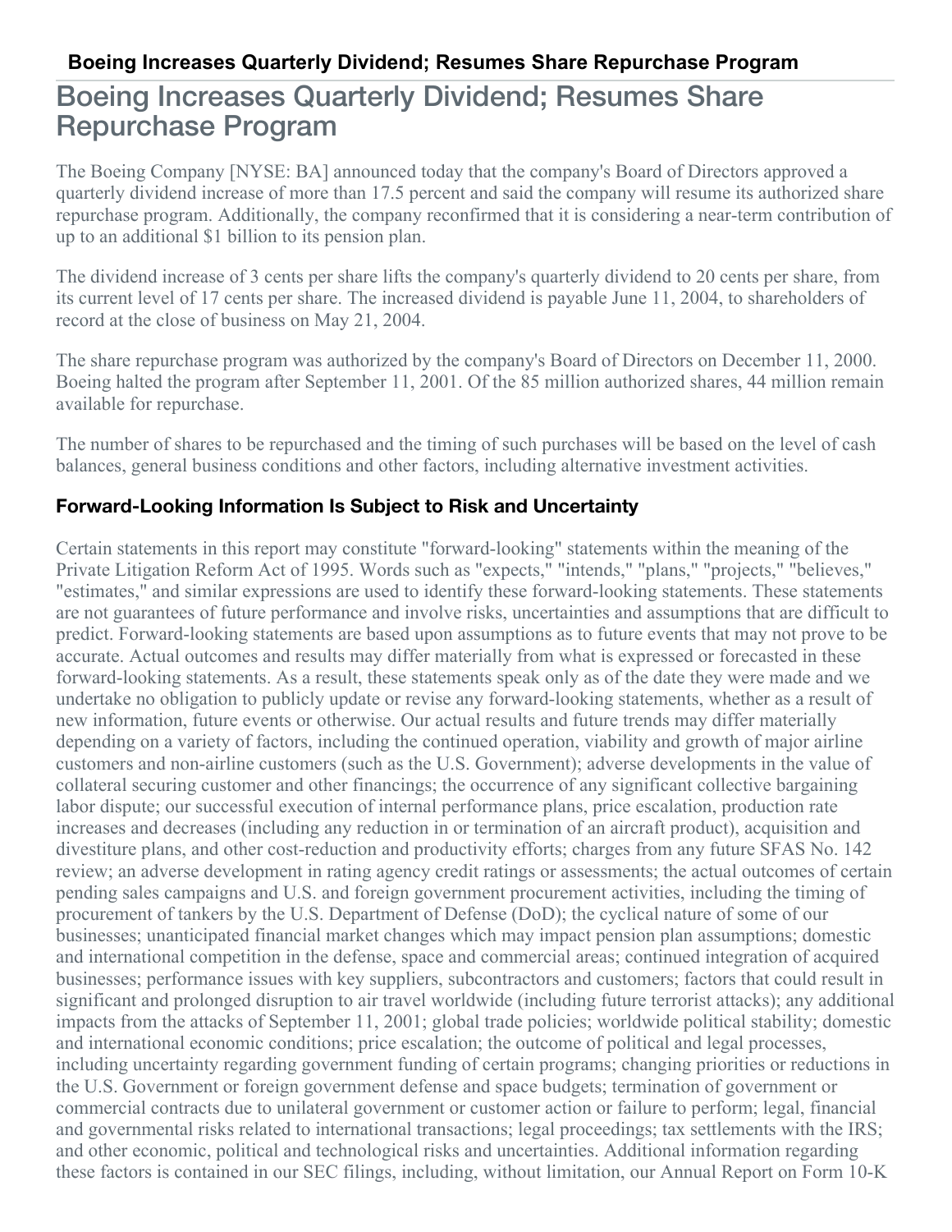# Boeing Increases Quarterly Dividend; Resumes Share Repurchase Program

The Boeing Company [NYSE: BA] announced today that the company's Board of Directors approved a quarterly dividend increase of more than 17.5 percent and said the company will resume its authorized share repurchase program. Additionally, the company reconfirmed that it is considering a near-term contribution of up to an additional $1 billion to its pension plan.

The dividend increase of 3 cents per share lifts the company's quarterly dividend to 20 cents per share, from its current level of 17 cents per share. The increased dividend is payable June 11, 2004, to shareholders of record at the close of business on May 21, 2004.

The share repurchase program was authorized by the company's Board of Directors on December 11, 2000. Boeing halted the program after September 11, 2001. Of the 85 million authorized shares, 44 million remain available for repurchase.

The number of shares to be repurchased and the timing of such purchases will be based on the level of cash balances, general business conditions and other factors, including alternative investment activities.

### Forward-Looking Information Is Subject to Risk and Uncertainty

Certain statements in this report may constitute "forward-looking" statements within the meaning of the Private Litigation Reform Act of 1995. Words such as "expects," "intends," "plans," "projects," "believes," "estimates," and similar expressions are used to identify these forward-looking statements. These statements are not guarantees of future performance and involve risks, uncertainties and assumptions that are difficult to predict. Forward-looking statements are based upon assumptions as to future events that may not prove to be accurate. Actual outcomes and results may differ materially from what is expressed or forecasted in these forward-looking statements. As a result, these statements speak only as of the date they were made and we undertake no obligation to publicly update or revise any forward-looking statements, whether as a result of new information, future events or otherwise. Our actual results and future trends may differ materially depending on a variety of factors, including the continued operation, viability and growth of major airline customers and non-airline customers (such as the U.S. Government); adverse developments in the value of collateral securing customer and other financings; the occurrence of any significant collective bargaining labor dispute; our successful execution of internal performance plans, price escalation, production rate increases and decreases (including any reduction in or termination of an aircraft product), acquisition and divestiture plans, and other cost-reduction and productivity efforts; charges from any future SFAS No. 142 review; an adverse development in rating agency credit ratings or assessments; the actual outcomes of certain pending sales campaigns and U.S. and foreign government procurement activities, including the timing of procurement of tankers by the U.S. Department of Defense (DoD); the cyclical nature of some of our businesses; unanticipated financial market changes which may impact pension plan assumptions; domestic and international competition in the defense, space and commercial areas; continued integration of acquired businesses; performance issues with key suppliers, subcontractors and customers; factors that could result in significant and prolonged disruption to air travel worldwide (including future terrorist attacks); any additional impacts from the attacks of September 11, 2001; global trade policies; worldwide political stability; domestic and international economic conditions; price escalation; the outcome of political and legal processes, including uncertainty regarding government funding of certain programs; changing priorities or reductions in the U.S. Government or foreign government defense and space budgets; termination of government or commercial contracts due to unilateral government or customer action or failure to perform; legal, financial and governmental risks related to international transactions; legal proceedings; tax settlements with the IRS; and other economic, political and technological risks and uncertainties. Additional information regarding these factors is contained in our SEC filings, including, without limitation, our Annual Report on Form 10-K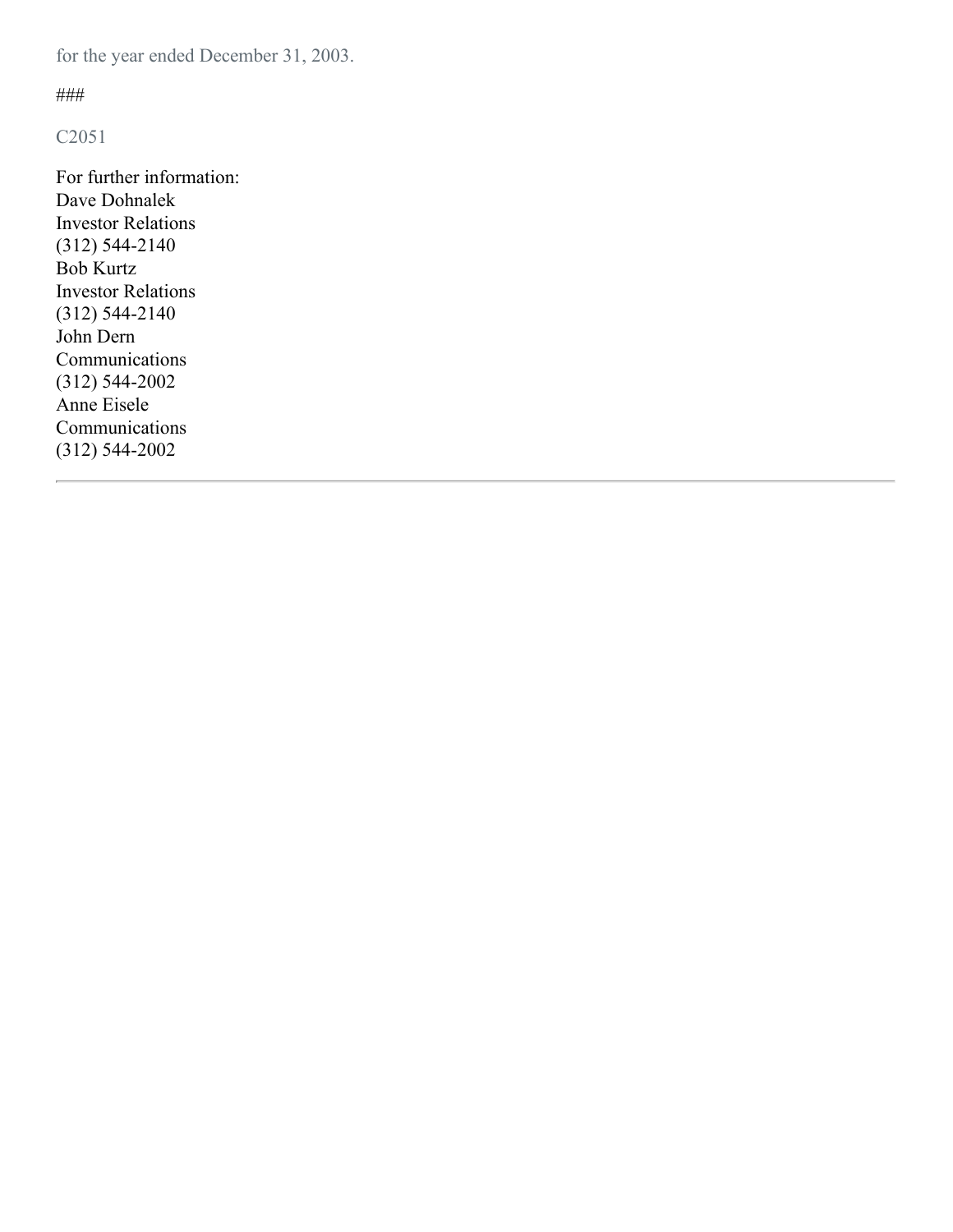for the year ended December 31, 2003.

###

C2051

For further information:
Dave Dohnalek
Investor Relations
(312) 544-2140
Bob Kurtz
Investor Relations
(312) 544-2140
John Dern
Communications
(312) 544-2002
Anne Eisele
Communications
(312) 544-2002